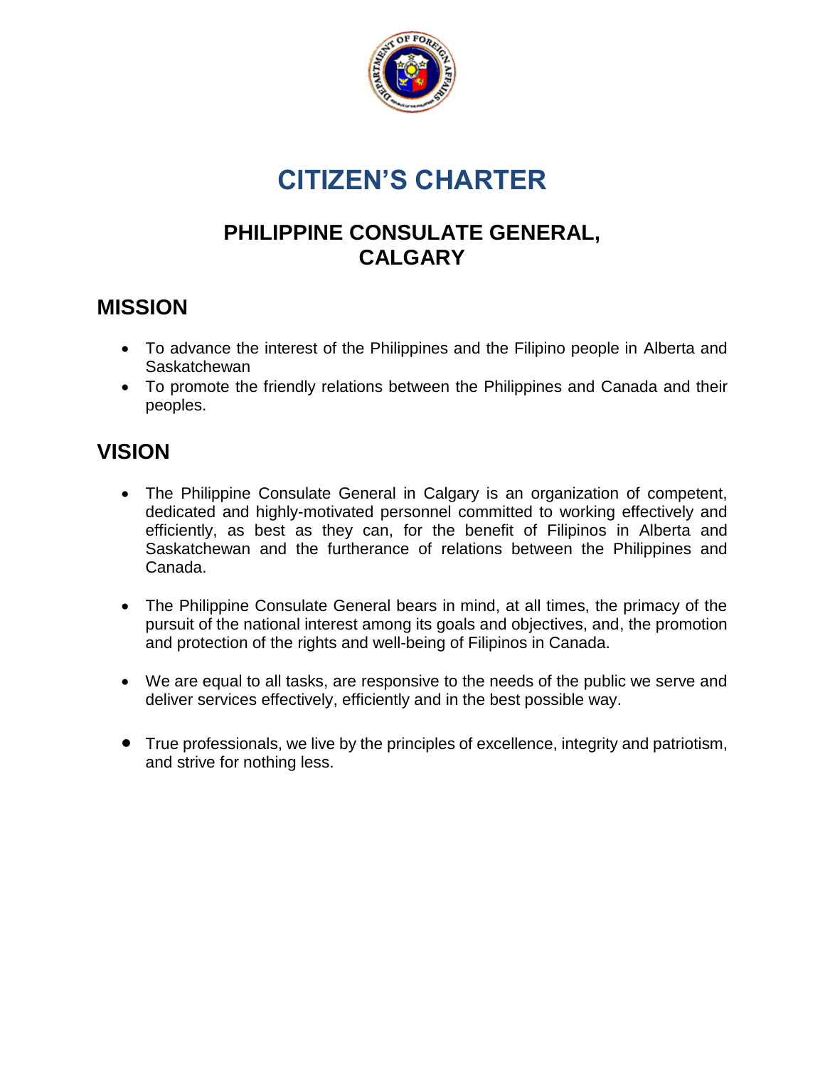# CITIZEN'S CHARTER

## PHILIPPINE CONSULATE GENERAL, CALGARY

## MISSION

- To advance the interest of the Philippines and the Filipino people in Alberta and Saskatchewan
- To promote the friendly relations between the Philippines and Canada and their peoples.

## VISION

- The Philippine Consulate General in Calgary is an organization of competent, dedicated and highly-motivated personnel committed to working effectively and efficiently, as best as they can, for the benefit of Filipinos in Alberta and Saskatchewan and the furtherance of relations between the Philippines and Canada.

- The Philippine Consulate General bears in mind, at all times, the primacy of the pursuit of the national interest among its goals and objectives, and, the promotion and protection of the rights and well-being of Filipinos in Canada.

- We are equal to all tasks, are responsive to the needs of the public we serve and deliver services effectively, efficiently and in the best possible way.

- True professionals, we live by the principles of excellence, integrity and patriotism, and strive for nothing less.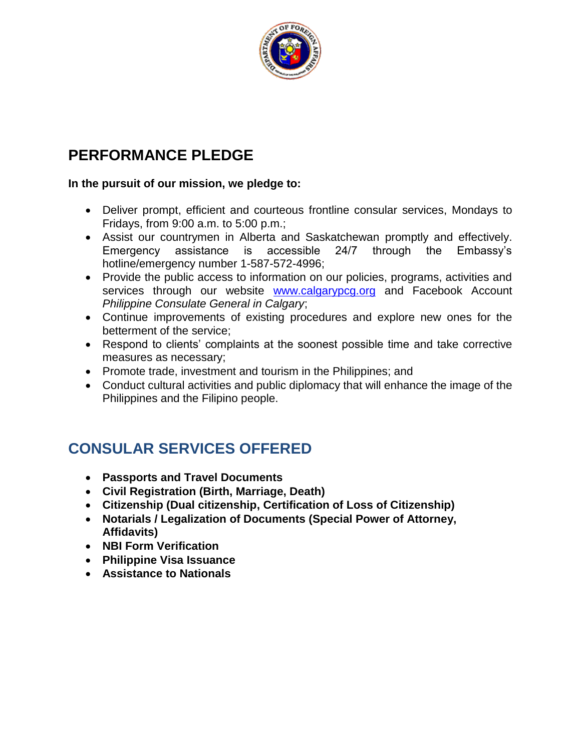## PERFORMANCE PLEDGE

**In the pursuit of our mission, we pledge to:**

- Deliver prompt, efficient and courteous frontline consular services, Mondays to Fridays, from 9:00 a.m. to 5:00 p.m.;
- Assist our countrymen in Alberta and Saskatchewan promptly and effectively. Emergency assistance is accessible 24/7 through the Embassy's hotline/emergency number 1-587-572-4996;
- Provide the public access to information on our policies, programs, activities and services through our website [www.calgarypcg.org](http://www.calgarypcg.org) and Facebook Account *Philippine Consulate General in Calgary*;
- Continue improvements of existing procedures and explore new ones for the betterment of the service;
- Respond to clients' complaints at the soonest possible time and take corrective measures as necessary;
- Promote trade, investment and tourism in the Philippines; and
- Conduct cultural activities and public diplomacy that will enhance the image of the Philippines and the Filipino people.

## CONSULAR SERVICES OFFERED

- **Passports and Travel Documents**
- **Civil Registration (Birth, Marriage, Death)**
- **Citizenship (Dual citizenship, Certification of Loss of Citizenship)**
- **Notarials / Legalization of Documents (Special Power of Attorney, Affidavits)**
- **NBI Form Verification**
- **Philippine Visa Issuance**
- **Assistance to Nationals**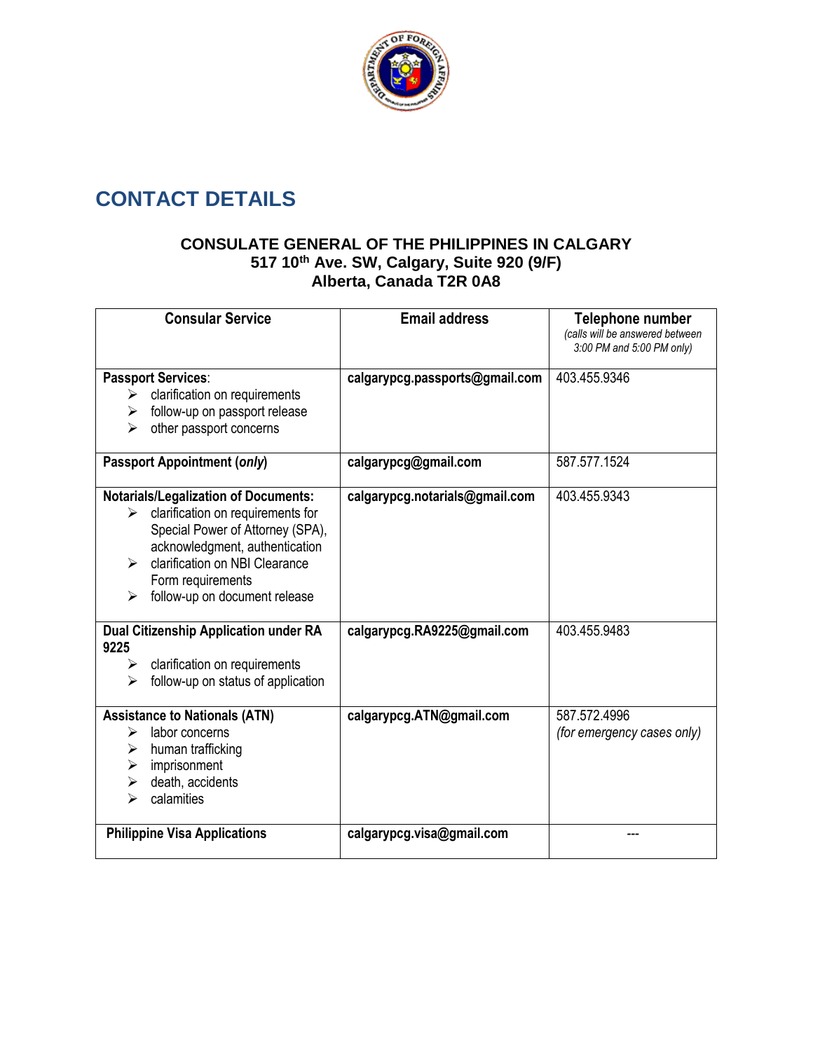# CONTACT DETAILS

**CONSULATE GENERAL OF THE PHILIPPINES IN CALGARY**
**517 10th Ave. SW, Calgary, Suite 920 (9/F)**
**Alberta, Canada T2R 0A8**

| Consular Service | Email address | Telephone number *(calls will be answered between 3:00 PM and 5:00 PM only)* |
|---|---|---|
| **Passport Services**:<br>➢ clarification on requirements<br>➢ follow-up on passport release<br>➢ other passport concerns | **calgarypcg.passports@gmail.com** | 403.455.9346 |
| **Passport Appointment (*only*)** | **calgarypcg@gmail.com** | 587.577.1524 |
| **Notarials/Legalization of Documents:**<br>➢ clarification on requirements for Special Power of Attorney (SPA), acknowledgment, authentication<br>➢ clarification on NBI Clearance Form requirements<br>➢ follow-up on document release | **calgarypcg.notarials@gmail.com** | 403.455.9343 |
| **Dual Citizenship Application under RA 9225**<br>➢ clarification on requirements<br>➢ follow-up on status of application | **calgarypcg.RA9225@gmail.com** | 403.455.9483 |
| **Assistance to Nationals (ATN)**<br>➢ labor concerns<br>➢ human trafficking<br>➢ imprisonment<br>➢ death, accidents<br>➢ calamities | **calgarypcg.ATN@gmail.com** | 587.572.4996<br>*(for emergency cases only)* |
| **Philippine Visa Applications** | **calgarypcg.visa@gmail.com** | --- |